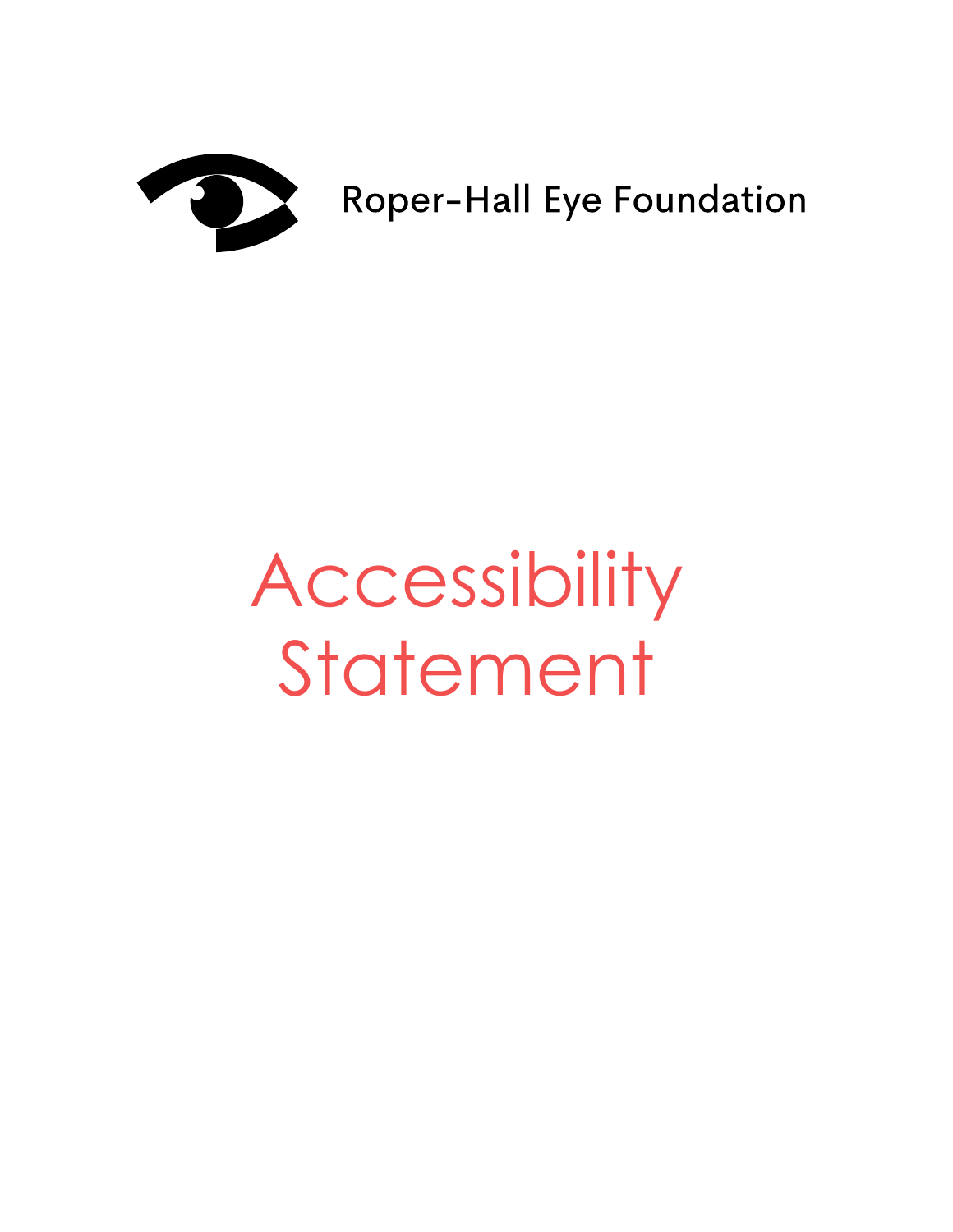Roper-Hall Eye Foundation

# Accessibility Statement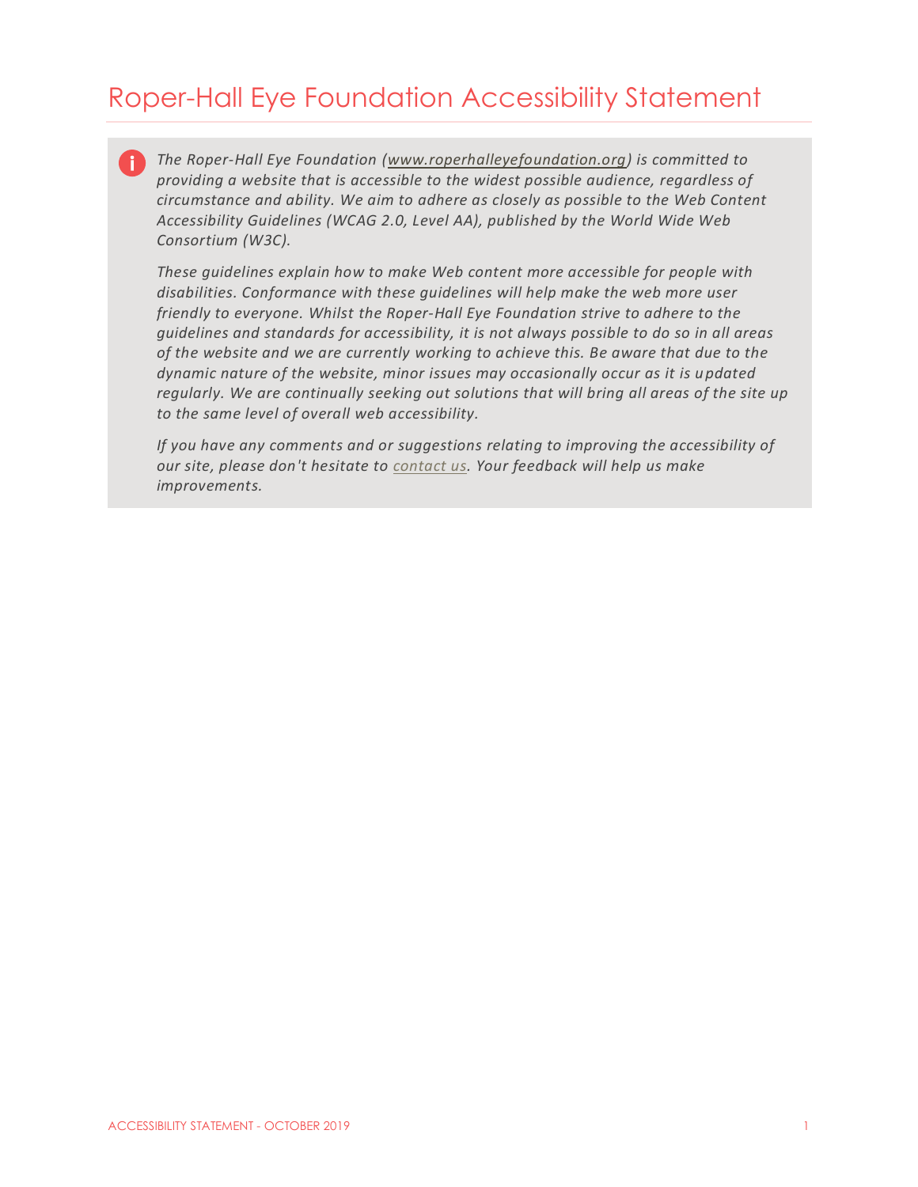# Roper-Hall Eye Foundation Accessibility Statement

*The Roper-Hall Eye Foundation (www.roperhalleyefoundation.org) is committed to providing a website that is accessible to the widest possible audience, regardless of circumstance and ability. We aim to adhere as closely as possible to the Web Content Accessibility Guidelines (WCAG 2.0, Level AA), published by the World Wide Web Consortium (W3C).*

*These guidelines explain how to make Web content more accessible for people with disabilities. Conformance with these guidelines will help make the web more user friendly to everyone. Whilst the Roper-Hall Eye Foundation strive to adhere to the guidelines and standards for accessibility, it is not always possible to do so in all areas of the website and we are currently working to achieve this. Be aware that due to the dynamic nature of the website, minor issues may occasionally occur as it is updated regularly. We are continually seeking out solutions that will bring all areas of the site up to the same level of overall web accessibility.*

*If you have any comments and or suggestions relating to improving the accessibility of our site, please don't hesitate to contact us. Your feedback will help us make improvements.*